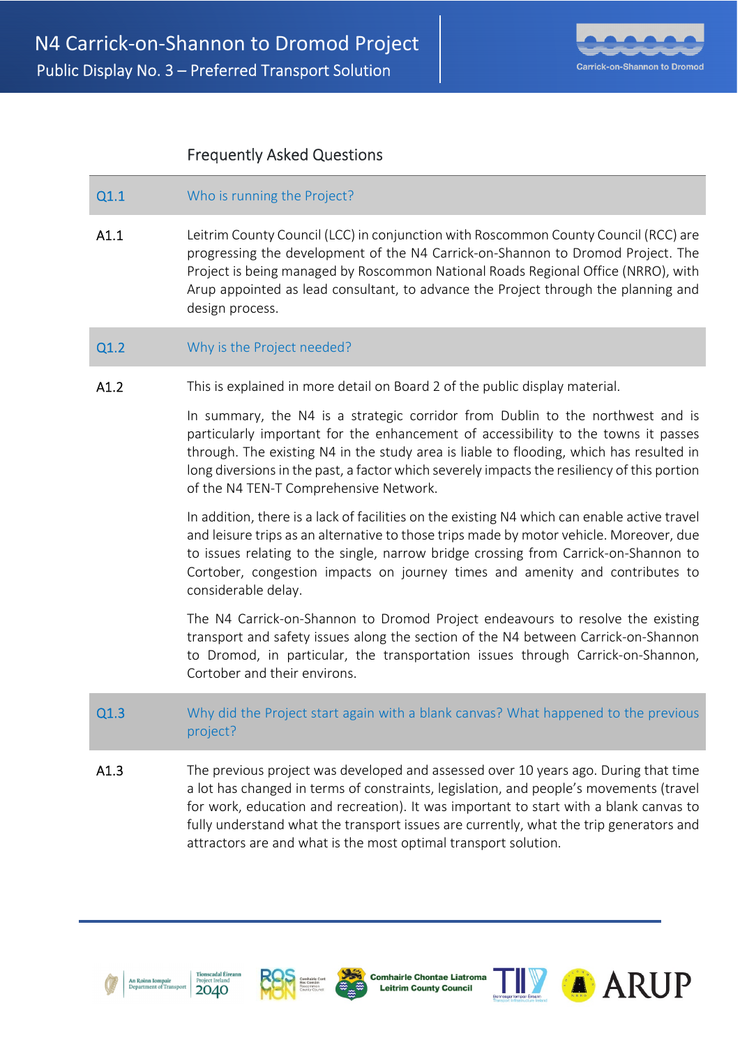## Frequently Asked Questions

### Q1.1 Who is running the Project?

**A1.1** Leitrim County Council (LCC) in conjunction with Roscommon County Council (RCC) are progressing the development of the N4 Carrick-on-Shannon to Dromod Project. The Project is being managed by Roscommon National Roads Regional Office (NRRO), with Arup appointed as lead consultant, to advance the Project through the planning and design process.

### Q1.2 Why is the Project needed?

**A1.2** This is explained in more detail on Board 2 of the public display material.

In summary, the N4 is a strategic corridor from Dublin to the northwest and is particularly important for the enhancement of accessibility to the towns it passes through. The existing N4 in the study area is liable to flooding, which has resulted in long diversions in the past, a factor which severely impacts the resiliency of this portion of the N4 TEN-T Comprehensive Network.

In addition, there is a lack of facilities on the existing N4 which can enable active travel and leisure trips as an alternative to those trips made by motor vehicle. Moreover, due to issues relating to the single, narrow bridge crossing from Carrick-on-Shannon to Cortober, congestion impacts on journey times and amenity and contributes to considerable delay.

The N4 Carrick-on-Shannon to Dromod Project endeavours to resolve the existing transport and safety issues along the section of the N4 between Carrick-on-Shannon to Dromod, in particular, the transportation issues through Carrick-on-Shannon, Cortober and their environs.

### Q1.3 Why did the Project start again with a blank canvas? What happened to the previous project?

**A1.3** The previous project was developed and assessed over 10 years ago. During that time a lot has changed in terms of constraints, legislation, and people's movements (travel for work, education and recreation). It was important to start with a blank canvas to fully understand what the transport issues are currently, what the trip generators and attractors are and what is the most optimal transport solution.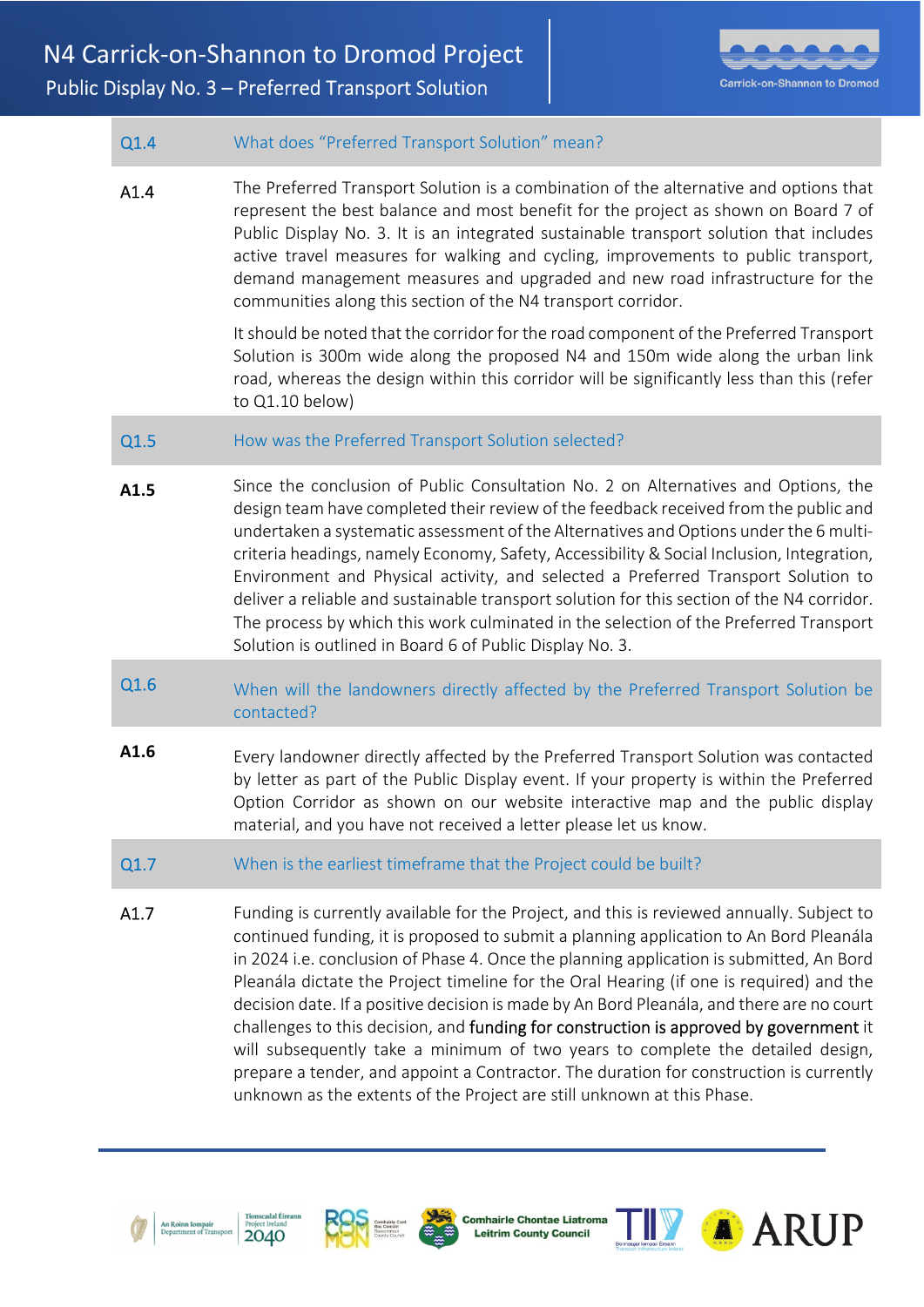| | |
|---|---|
| Q1.4 | What does "Preferred Transport Solution" mean? |
| A1.4 | The Preferred Transport Solution is a combination of the alternative and options that represent the best balance and most benefit for the project as shown on Board 7 of Public Display No. 3. It is an integrated sustainable transport solution that includes active travel measures for walking and cycling, improvements to public transport, demand management measures and upgraded and new road infrastructure for the communities along this section of the N4 transport corridor.<br><br>It should be noted that the corridor for the road component of the Preferred Transport Solution is 300m wide along the proposed N4 and 150m wide along the urban link road, whereas the design within this corridor will be significantly less than this (refer to Q1.10 below) |
| Q1.5 | How was the Preferred Transport Solution selected? |
| **A1.5** | Since the conclusion of Public Consultation No. 2 on Alternatives and Options, the design team have completed their review of the feedback received from the public and undertaken a systematic assessment of the Alternatives and Options under the 6 multi-criteria headings, namely Economy, Safety, Accessibility & Social Inclusion, Integration, Environment and Physical activity, and selected a Preferred Transport Solution to deliver a reliable and sustainable transport solution for this section of the N4 corridor. The process by which this work culminated in the selection of the Preferred Transport Solution is outlined in Board 6 of Public Display No. 3. |
| Q1.6 | When will the landowners directly affected by the Preferred Transport Solution be contacted? |
| **A1.6** | Every landowner directly affected by the Preferred Transport Solution was contacted by letter as part of the Public Display event. If your property is within the Preferred Option Corridor as shown on our website interactive map and the public display material, and you have not received a letter please let us know. |
| Q1.7 | When is the earliest timeframe that the Project could be built? |
| A1.7 | Funding is currently available for the Project, and this is reviewed annually. Subject to continued funding, it is proposed to submit a planning application to An Bord Pleanála in 2024 i.e. conclusion of Phase 4. Once the planning application is submitted, An Bord Pleanála dictate the Project timeline for the Oral Hearing (if one is required) and the decision date. If a positive decision is made by An Bord Pleanála, and there are no court challenges to this decision, and funding for construction is approved by government it will subsequently take a minimum of two years to complete the detailed design, prepare a tender, and appoint a Contractor. The duration for construction is currently unknown as the extents of the Project are still unknown at this Phase. |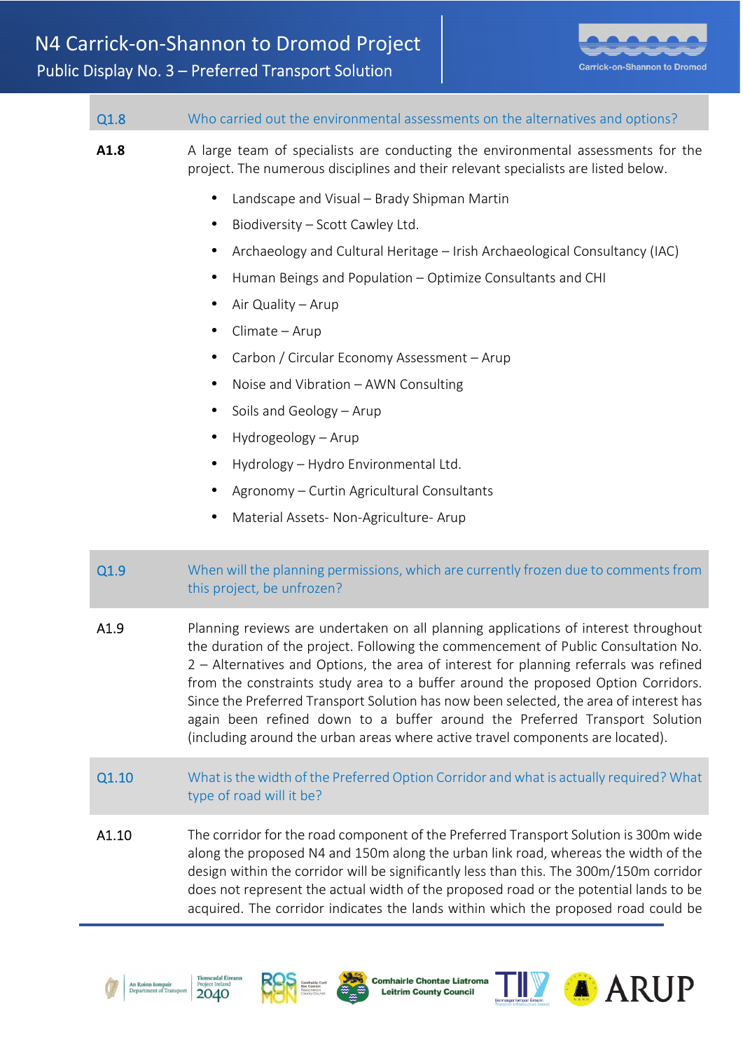**Q1.8** Who carried out the environmental assessments on the alternatives and options?

**A1.8** A large team of specialists are conducting the environmental assessments for the project. The numerous disciplines and their relevant specialists are listed below.

- Landscape and Visual – Brady Shipman Martin
- Biodiversity – Scott Cawley Ltd.
- Archaeology and Cultural Heritage – Irish Archaeological Consultancy (IAC)
- Human Beings and Population – Optimize Consultants and CHI
- Air Quality – Arup
- Climate – Arup
- Carbon / Circular Economy Assessment – Arup
- Noise and Vibration – AWN Consulting
- Soils and Geology – Arup
- Hydrogeology – Arup
- Hydrology – Hydro Environmental Ltd.
- Agronomy – Curtin Agricultural Consultants
- Material Assets- Non-Agriculture- Arup

**Q1.9** When will the planning permissions, which are currently frozen due to comments from this project, be unfrozen?

A1.9 Planning reviews are undertaken on all planning applications of interest throughout the duration of the project. Following the commencement of Public Consultation No. 2 – Alternatives and Options, the area of interest for planning referrals was refined from the constraints study area to a buffer around the proposed Option Corridors. Since the Preferred Transport Solution has now been selected, the area of interest has again been refined down to a buffer around the Preferred Transport Solution (including around the urban areas where active travel components are located).

**Q1.10** What is the width of the Preferred Option Corridor and what is actually required? What type of road will it be?

A1.10 The corridor for the road component of the Preferred Transport Solution is 300m wide along the proposed N4 and 150m along the urban link road, whereas the width of the design within the corridor will be significantly less than this. The 300m/150m corridor does not represent the actual width of the proposed road or the potential lands to be acquired. The corridor indicates the lands within which the proposed road could be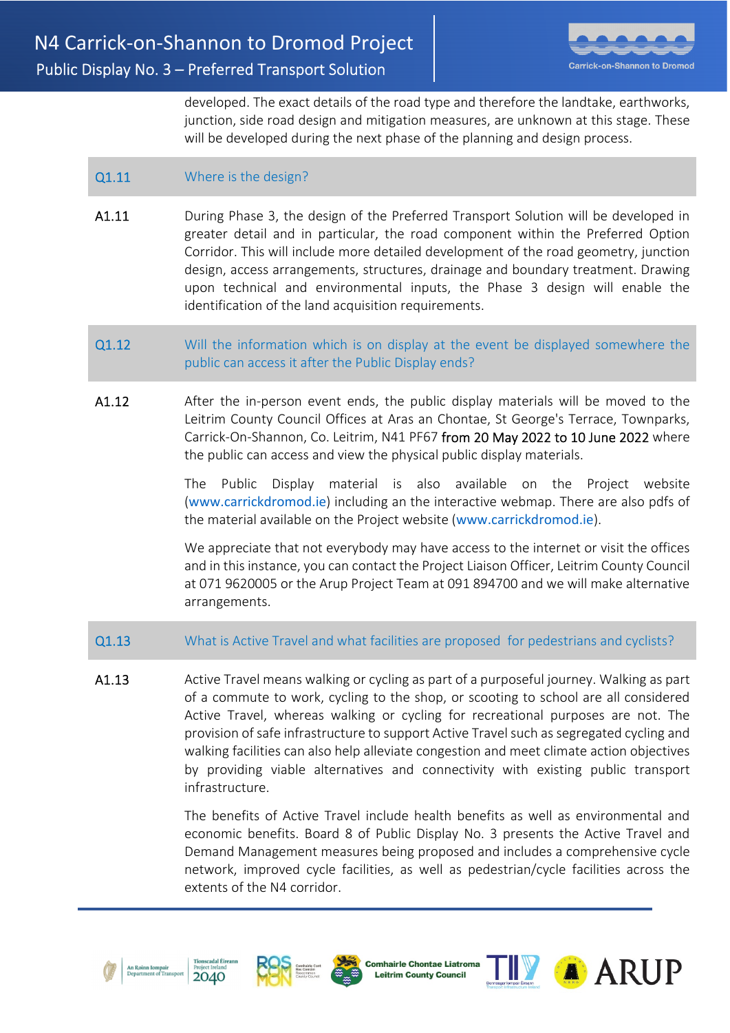developed. The exact details of the road type and therefore the landtake, earthworks, junction, side road design and mitigation measures, are unknown at this stage. These will be developed during the next phase of the planning and design process.

**Q1.11 Where is the design?**

**A1.11** During Phase 3, the design of the Preferred Transport Solution will be developed in greater detail and in particular, the road component within the Preferred Option Corridor. This will include more detailed development of the road geometry, junction design, access arrangements, structures, drainage and boundary treatment. Drawing upon technical and environmental inputs, the Phase 3 design will enable the identification of the land acquisition requirements.

**Q1.12 Will the information which is on display at the event be displayed somewhere the public can access it after the Public Display ends?**

**A1.12** After the in-person event ends, the public display materials will be moved to the Leitrim County Council Offices at Aras an Chontae, St George's Terrace, Townparks, Carrick-On-Shannon, Co. Leitrim, N41 PF67 from 20 May 2022 to 10 June 2022 where the public can access and view the physical public display materials.

The Public Display material is also available on the Project website (www.carrickdromod.ie) including an the interactive webmap. There are also pdfs of the material available on the Project website (www.carrickdromod.ie).

We appreciate that not everybody may have access to the internet or visit the offices and in this instance, you can contact the Project Liaison Officer, Leitrim County Council at 071 9620005 or the Arup Project Team at 091 894700 and we will make alternative arrangements.

**Q1.13 What is Active Travel and what facilities are proposed for pedestrians and cyclists?**

**A1.13** Active Travel means walking or cycling as part of a purposeful journey. Walking as part of a commute to work, cycling to the shop, or scooting to school are all considered Active Travel, whereas walking or cycling for recreational purposes are not. The provision of safe infrastructure to support Active Travel such as segregated cycling and walking facilities can also help alleviate congestion and meet climate action objectives by providing viable alternatives and connectivity with existing public transport infrastructure.

The benefits of Active Travel include health benefits as well as environmental and economic benefits. Board 8 of Public Display No. 3 presents the Active Travel and Demand Management measures being proposed and includes a comprehensive cycle network, improved cycle facilities, as well as pedestrian/cycle facilities across the extents of the N4 corridor.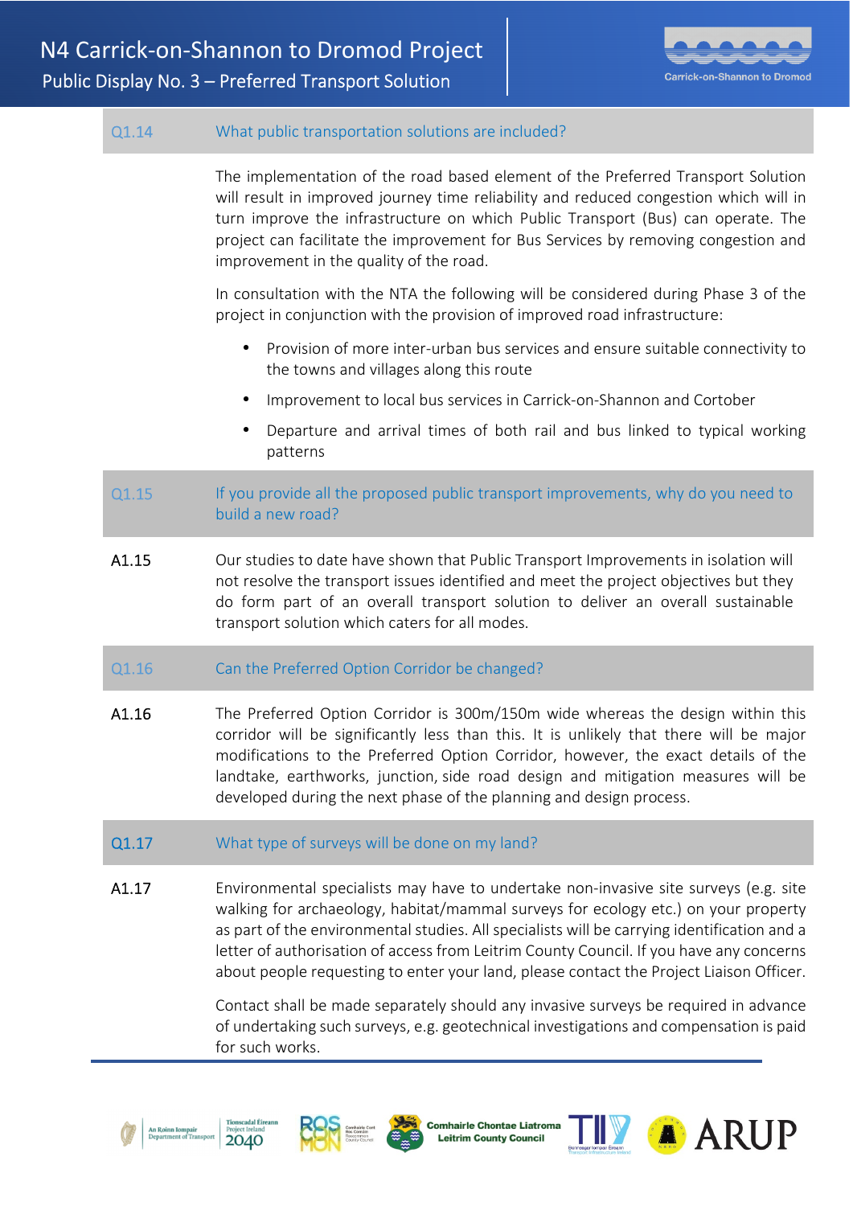**Q1.14** What public transportation solutions are included?

The implementation of the road based element of the Preferred Transport Solution will result in improved journey time reliability and reduced congestion which will in turn improve the infrastructure on which Public Transport (Bus) can operate. The project can facilitate the improvement for Bus Services by removing congestion and improvement in the quality of the road.

In consultation with the NTA the following will be considered during Phase 3 of the project in conjunction with the provision of improved road infrastructure:

- Provision of more inter-urban bus services and ensure suitable connectivity to the towns and villages along this route
- Improvement to local bus services in Carrick-on-Shannon and Cortober
- Departure and arrival times of both rail and bus linked to typical working patterns

**Q1.15** If you provide all the proposed public transport improvements, why do you need to build a new road?

**A1.15** Our studies to date have shown that Public Transport Improvements in isolation will not resolve the transport issues identified and meet the project objectives but they do form part of an overall transport solution to deliver an overall sustainable transport solution which caters for all modes.

**Q1.16** Can the Preferred Option Corridor be changed?

**A1.16** The Preferred Option Corridor is 300m/150m wide whereas the design within this corridor will be significantly less than this. It is unlikely that there will be major modifications to the Preferred Option Corridor, however, the exact details of the landtake, earthworks, junction, side road design and mitigation measures will be developed during the next phase of the planning and design process.

**Q1.17** What type of surveys will be done on my land?

**A1.17** Environmental specialists may have to undertake non-invasive site surveys (e.g. site walking for archaeology, habitat/mammal surveys for ecology etc.) on your property as part of the environmental studies. All specialists will be carrying identification and a letter of authorisation of access from Leitrim County Council. If you have any concerns about people requesting to enter your land, please contact the Project Liaison Officer.

Contact shall be made separately should any invasive surveys be required in advance of undertaking such surveys, e.g. geotechnical investigations and compensation is paid for such works.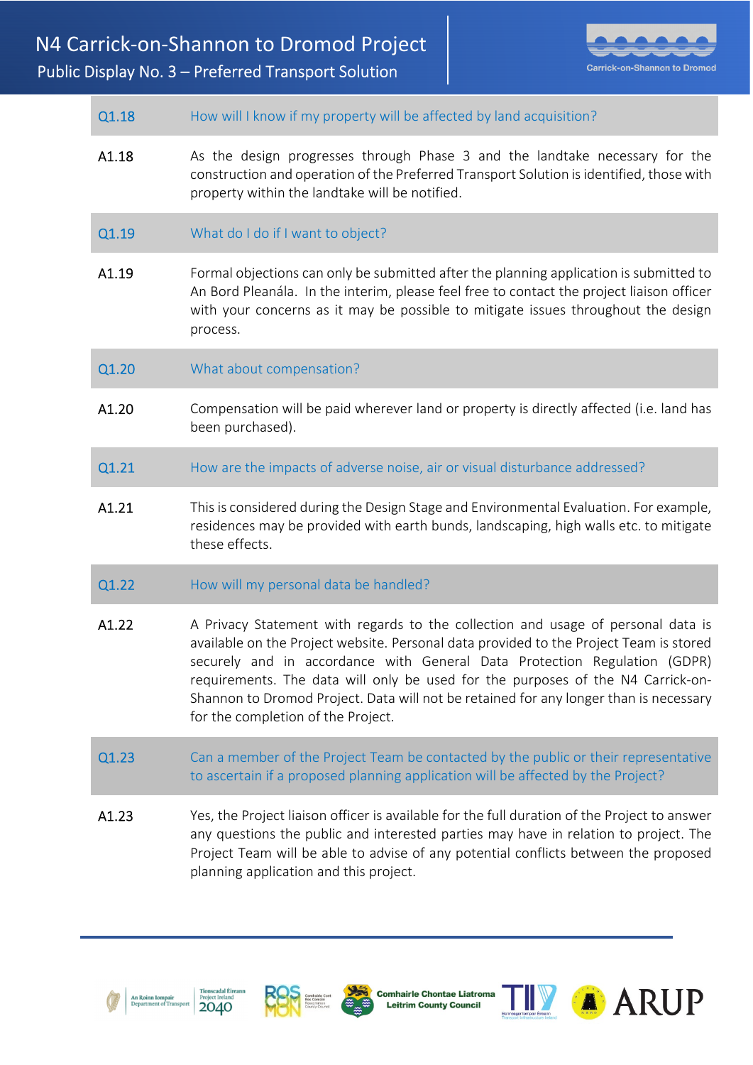**Q1.18** How will I know if my property will be affected by land acquisition?

**A1.18** As the design progresses through Phase 3 and the landtake necessary for the construction and operation of the Preferred Transport Solution is identified, those with property within the landtake will be notified.

**Q1.19** What do I do if I want to object?

**A1.19** Formal objections can only be submitted after the planning application is submitted to An Bord Pleanála. In the interim, please feel free to contact the project liaison officer with your concerns as it may be possible to mitigate issues throughout the design process.

**Q1.20** What about compensation?

**A1.20** Compensation will be paid wherever land or property is directly affected (i.e. land has been purchased).

**Q1.21** How are the impacts of adverse noise, air or visual disturbance addressed?

**A1.21** This is considered during the Design Stage and Environmental Evaluation. For example, residences may be provided with earth bunds, landscaping, high walls etc. to mitigate these effects.

**Q1.22** How will my personal data be handled?

**A1.22** A Privacy Statement with regards to the collection and usage of personal data is available on the Project website. Personal data provided to the Project Team is stored securely and in accordance with General Data Protection Regulation (GDPR) requirements. The data will only be used for the purposes of the N4 Carrick-on-Shannon to Dromod Project. Data will not be retained for any longer than is necessary for the completion of the Project.

**Q1.23** Can a member of the Project Team be contacted by the public or their representative to ascertain if a proposed planning application will be affected by the Project?

**A1.23** Yes, the Project liaison officer is available for the full duration of the Project to answer any questions the public and interested parties may have in relation to project. The Project Team will be able to advise of any potential conflicts between the proposed planning application and this project.